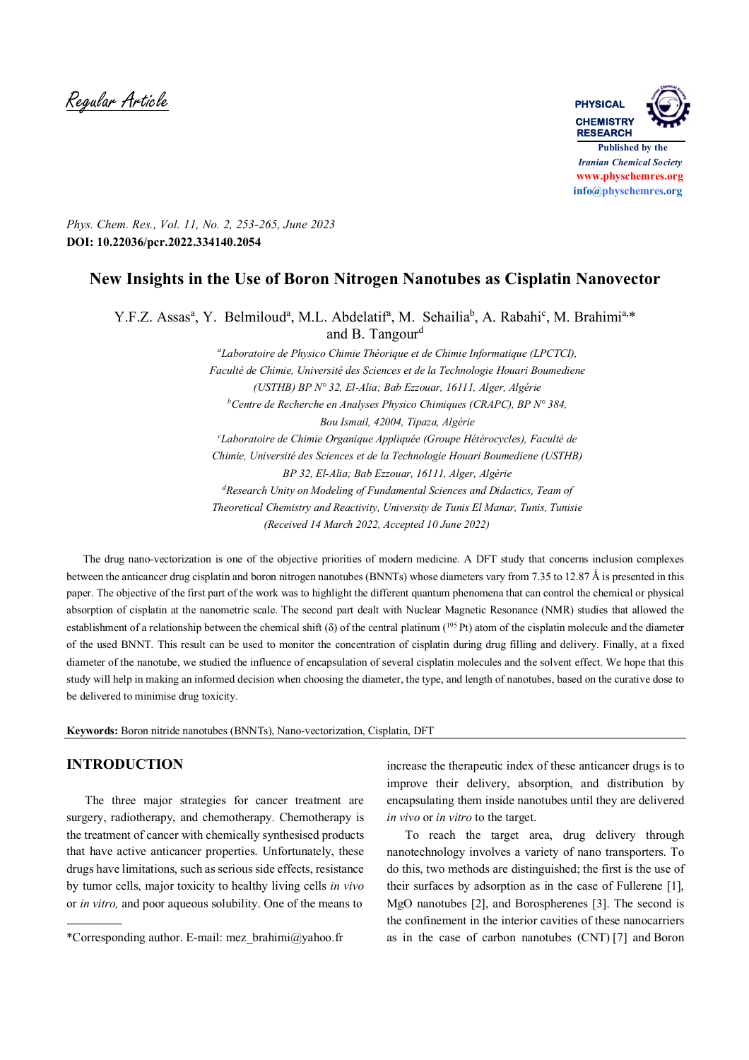Regular Article

Phys. Chem. Res., Vol. 11, No. 2, 253-265, June 2023
**DOI: 10.22036/pcr.2022.334140.2054**

# New Insights in the Use of Boron Nitrogen Nanotubes as Cisplatin Nanovector

Y.F.Z. Assas[a], Y. Belmiloud[a], M.L. Abdelatif[a], M. Sehailia[b], A. Rabahi[c], M. Brahimi[a,*] and B. Tangour[d]

[a]*Laboratoire de Physico Chimie Théorique et de Chimie Informatique (LPCTCI), Faculté de Chimie, Université des Sciences et de la Technologie Houari Boumediene (USTHB) BP N° 32, El-Alia; Bab Ezzouar, 16111, Alger, Algérie*

[b]*Centre de Recherche en Analyses Physico Chimiques (CRAPC), BP N° 384, Bou Ismail, 42004, Tipaza, Algérie*

[c]*Laboratoire de Chimie Organique Appliquée (Groupe Hétérocycles), Faculté de Chimie, Université des Sciences et de la Technologie Houari Boumediene (USTHB) BP 32, El-Alia; Bab Ezzouar, 16111, Alger, Algérie*

[d]*Research Unity on Modeling of Fundamental Sciences and Didactics, Team of Theoretical Chemistry and Reactivity, University de Tunis El Manar, Tunis, Tunisie*

*(Received 14 March 2022, Accepted 10 June 2022)*

The drug nano-vectorization is one of the objective priorities of modern medicine. A DFT study that concerns inclusion complexes between the anticancer drug cisplatin and boron nitrogen nanotubes (BNNTs) whose diameters vary from 7.35 to 12.87 Å is presented in this paper. The objective of the first part of the work was to highlight the different quantum phenomena that can control the chemical or physical absorption of cisplatin at the nanometric scale. The second part dealt with Nuclear Magnetic Resonance (NMR) studies that allowed the establishment of a relationship between the chemical shift (δ) of the central platinum ($^{195}$Pt) atom of the cisplatin molecule and the diameter of the used BNNT. This result can be used to monitor the concentration of cisplatin during drug filling and delivery. Finally, at a fixed diameter of the nanotube, we studied the influence of encapsulation of several cisplatin molecules and the solvent effect. We hope that this study will help in making an informed decision when choosing the diameter, the type, and length of nanotubes, based on the curative dose to be delivered to minimise drug toxicity.

**Keywords:** Boron nitride nanotubes (BNNTs), Nano-vectorization, Cisplatin, DFT

## INTRODUCTION

The three major strategies for cancer treatment are surgery, radiotherapy, and chemotherapy. Chemotherapy is the treatment of cancer with chemically synthesised products that have active anticancer properties. Unfortunately, these drugs have limitations, such as serious side effects, resistance by tumor cells, major toxicity to healthy living cells *in vivo* or *in vitro,* and poor aqueous solubility. One of the means to increase the therapeutic index of these anticancer drugs is to improve their delivery, absorption, and distribution by encapsulating them inside nanotubes until they are delivered *in vivo* or *in vitro* to the target.

To reach the target area, drug delivery through nanotechnology involves a variety of nano transporters. To do this, two methods are distinguished; the first is the use of their surfaces by adsorption as in the case of Fullerene [1], MgO nanotubes [2], and Borospherenes [3]. The second is the confinement in the interior cavities of these nanocarriers as in the case of carbon nanotubes (CNT) [7] and Boron

*Corresponding author. E-mail: mez_brahimi@yahoo.fr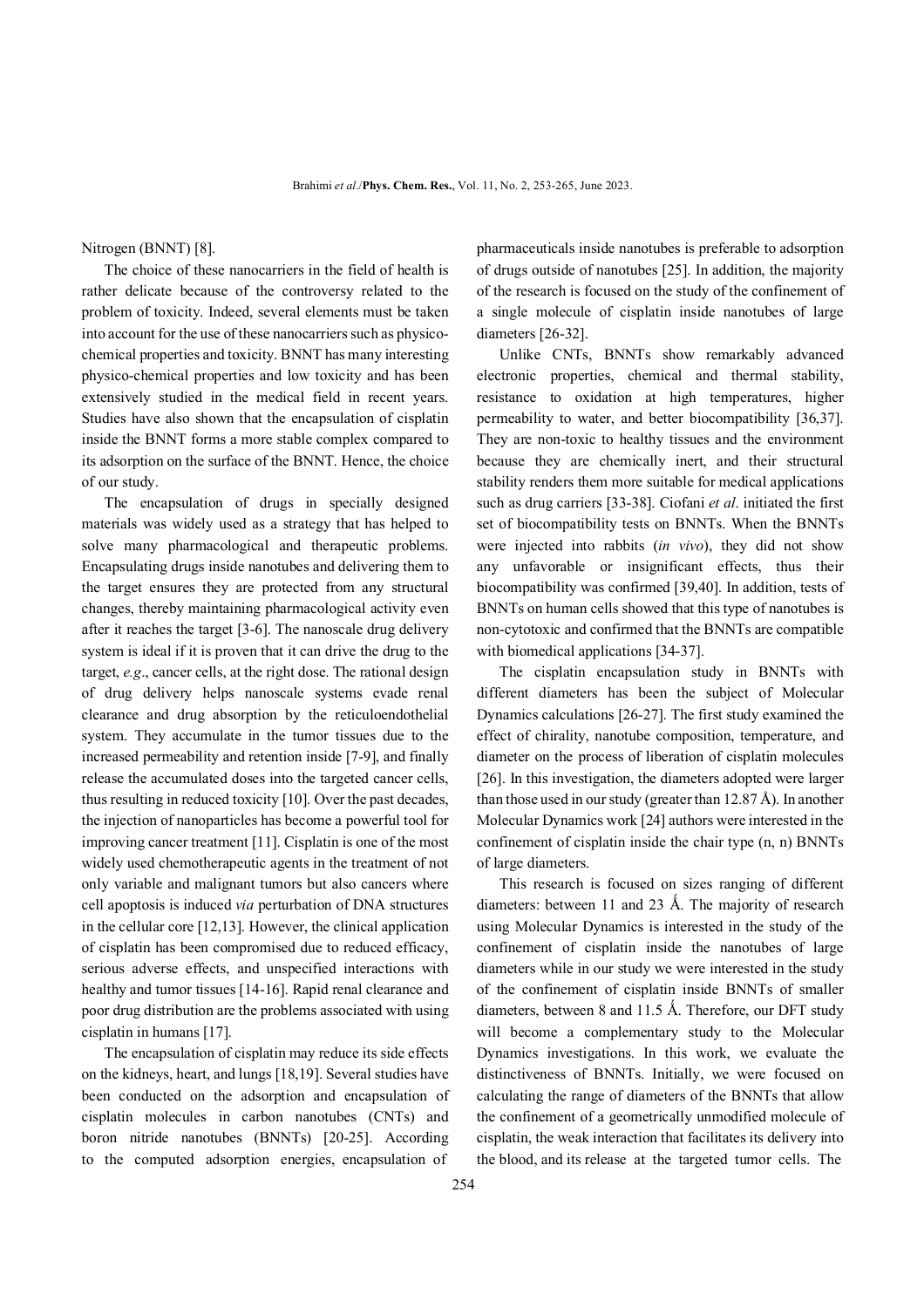Nitrogen (BNNT) [8].

The choice of these nanocarriers in the field of health is rather delicate because of the controversy related to the problem of toxicity. Indeed, several elements must be taken into account for the use of these nanocarriers such as physico-chemical properties and toxicity. BNNT has many interesting physico-chemical properties and low toxicity and has been extensively studied in the medical field in recent years. Studies have also shown that the encapsulation of cisplatin inside the BNNT forms a more stable complex compared to its adsorption on the surface of the BNNT. Hence, the choice of our study.

The encapsulation of drugs in specially designed materials was widely used as a strategy that has helped to solve many pharmacological and therapeutic problems. Encapsulating drugs inside nanotubes and delivering them to the target ensures they are protected from any structural changes, thereby maintaining pharmacological activity even after it reaches the target [3-6]. The nanoscale drug delivery system is ideal if it is proven that it can drive the drug to the target, *e.g*., cancer cells, at the right dose. The rational design of drug delivery helps nanoscale systems evade renal clearance and drug absorption by the reticuloendothelial system. They accumulate in the tumor tissues due to the increased permeability and retention inside [7-9], and finally release the accumulated doses into the targeted cancer cells, thus resulting in reduced toxicity [10]. Over the past decades, the injection of nanoparticles has become a powerful tool for improving cancer treatment [11]. Cisplatin is one of the most widely used chemotherapeutic agents in the treatment of not only variable and malignant tumors but also cancers where cell apoptosis is induced *via* perturbation of DNA structures in the cellular core [12,13]. However, the clinical application of cisplatin has been compromised due to reduced efficacy, serious adverse effects, and unspecified interactions with healthy and tumor tissues [14-16]. Rapid renal clearance and poor drug distribution are the problems associated with using cisplatin in humans [17].

The encapsulation of cisplatin may reduce its side effects on the kidneys, heart, and lungs [18,19]. Several studies have been conducted on the adsorption and encapsulation of cisplatin molecules in carbon nanotubes (CNTs) and boron nitride nanotubes (BNNTs) [20-25]. According to the computed adsorption energies, encapsulation of pharmaceuticals inside nanotubes is preferable to adsorption of drugs outside of nanotubes [25]. In addition, the majority of the research is focused on the study of the confinement of a single molecule of cisplatin inside nanotubes of large diameters [26-32].

Unlike CNTs, BNNTs show remarkably advanced electronic properties, chemical and thermal stability, resistance to oxidation at high temperatures, higher permeability to water, and better biocompatibility [36,37]. They are non-toxic to healthy tissues and the environment because they are chemically inert, and their structural stability renders them more suitable for medical applications such as drug carriers [33-38]. Ciofani *et al*. initiated the first set of biocompatibility tests on BNNTs. When the BNNTs were injected into rabbits (*in vivo*), they did not show any unfavorable or insignificant effects, thus their biocompatibility was confirmed [39,40]. In addition, tests of BNNTs on human cells showed that this type of nanotubes is non-cytotoxic and confirmed that the BNNTs are compatible with biomedical applications [34-37].

The cisplatin encapsulation study in BNNTs with different diameters has been the subject of Molecular Dynamics calculations [26-27]. The first study examined the effect of chirality, nanotube composition, temperature, and diameter on the process of liberation of cisplatin molecules [26]. In this investigation, the diameters adopted were larger than those used in our study (greater than 12.87 Å). In another Molecular Dynamics work [24] authors were interested in the confinement of cisplatin inside the chair type (n, n) BNNTs of large diameters.

This research is focused on sizes ranging of different diameters: between 11 and 23 Å. The majority of research using Molecular Dynamics is interested in the study of the confinement of cisplatin inside the nanotubes of large diameters while in our study we were interested in the study of the confinement of cisplatin inside BNNTs of smaller diameters, between 8 and 11.5 Å. Therefore, our DFT study will become a complementary study to the Molecular Dynamics investigations. In this work, we evaluate the distinctiveness of BNNTs. Initially, we were focused on calculating the range of diameters of the BNNTs that allow the confinement of a geometrically unmodified molecule of cisplatin, the weak interaction that facilitates its delivery into the blood, and its release at the targeted tumor cells. The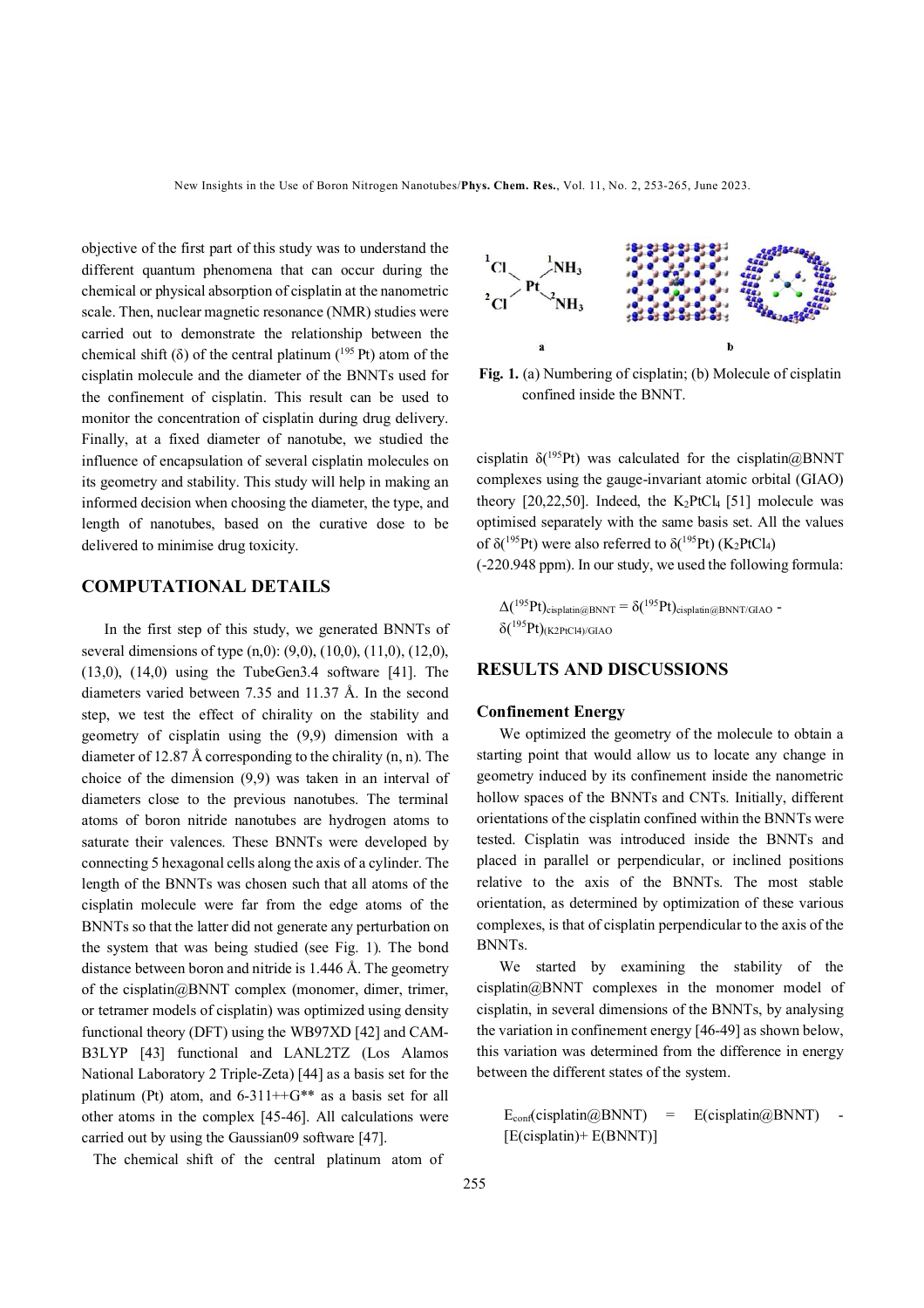objective of the first part of this study was to understand the different quantum phenomena that can occur during the chemical or physical absorption of cisplatin at the nanometric scale. Then, nuclear magnetic resonance (NMR) studies were carried out to demonstrate the relationship between the chemical shift (δ) of the central platinum ($^{195}$Pt) atom of the cisplatin molecule and the diameter of the BNNTs used for the confinement of cisplatin. This result can be used to monitor the concentration of cisplatin during drug delivery. Finally, at a fixed diameter of nanotube, we studied the influence of encapsulation of several cisplatin molecules on its geometry and stability. This study will help in making an informed decision when choosing the diameter, the type, and length of nanotubes, based on the curative dose to be delivered to minimise drug toxicity.

## COMPUTATIONAL DETAILS

In the first step of this study, we generated BNNTs of several dimensions of type (n,0): (9,0), (10,0), (11,0), (12,0), (13,0), (14,0) using the TubeGen3.4 software [41]. The diameters varied between 7.35 and 11.37 Å. In the second step, we test the effect of chirality on the stability and geometry of cisplatin using the (9,9) dimension with a diameter of 12.87 Å corresponding to the chirality (n, n). The choice of the dimension (9,9) was taken in an interval of diameters close to the previous nanotubes. The terminal atoms of boron nitride nanotubes are hydrogen atoms to saturate their valences. These BNNTs were developed by connecting 5 hexagonal cells along the axis of a cylinder. The length of the BNNTs was chosen such that all atoms of the cisplatin molecule were far from the edge atoms of the BNNTs so that the latter did not generate any perturbation on the system that was being studied (see Fig. 1). The bond distance between boron and nitride is 1.446 Å. The geometry of the cisplatin@BNNT complex (monomer, dimer, trimer, or tetramer models of cisplatin) was optimized using density functional theory (DFT) using the WB97XD [42] and CAM-B3LYP [43] functional and LANL2TZ (Los Alamos National Laboratory 2 Triple-Zeta) [44] as a basis set for the platinum (Pt) atom, and 6-311++G** as a basis set for all other atoms in the complex [45-46]. All calculations were carried out by using the Gaussian09 software [47].

The chemical shift of the central platinum atom of cisplatin δ($^{195}$Pt) was calculated for the cisplatin@BNNT complexes using the gauge-invariant atomic orbital (GIAO) theory [20,22,50]. Indeed, the $K_2PtCl_4$ [51] molecule was optimised separately with the same basis set. All the values of δ($^{195}$Pt) were also referred to δ($^{195}$Pt) ($K_2PtCl_4$) (-220.948 ppm). In our study, we used the following formula:

**Fig. 1.** (a) Numbering of cisplatin; (b) Molecule of cisplatin confined inside the BNNT.

$$\Delta(^{195}\mathrm{Pt})_{\mathrm{cisplatin@BNNT}} = \delta(^{195}\mathrm{Pt})_{\mathrm{cisplatin@BNNT/GIAO}} - \delta(^{195}\mathrm{Pt})_{(\mathrm{K2PtCl4})/\mathrm{GIAO}}$$

## RESULTS AND DISCUSSIONS

### Confinement Energy

We optimized the geometry of the molecule to obtain a starting point that would allow us to locate any change in geometry induced by its confinement inside the nanometric hollow spaces of the BNNTs and CNTs. Initially, different orientations of the cisplatin confined within the BNNTs were tested. Cisplatin was introduced inside the BNNTs and placed in parallel or perpendicular, or inclined positions relative to the axis of the BNNTs. The most stable orientation, as determined by optimization of these various complexes, is that of cisplatin perpendicular to the axis of the BNNTs.

We started by examining the stability of the cisplatin@BNNT complexes in the monomer model of cisplatin, in several dimensions of the BNNTs, by analysing the variation in confinement energy [46-49] as shown below, this variation was determined from the difference in energy between the different states of the system.

$$E_{conf}(\mathrm{cisplatin@BNNT}) = E(\mathrm{cisplatin@BNNT}) - [E(\mathrm{cisplatin}) + E(\mathrm{BNNT})]$$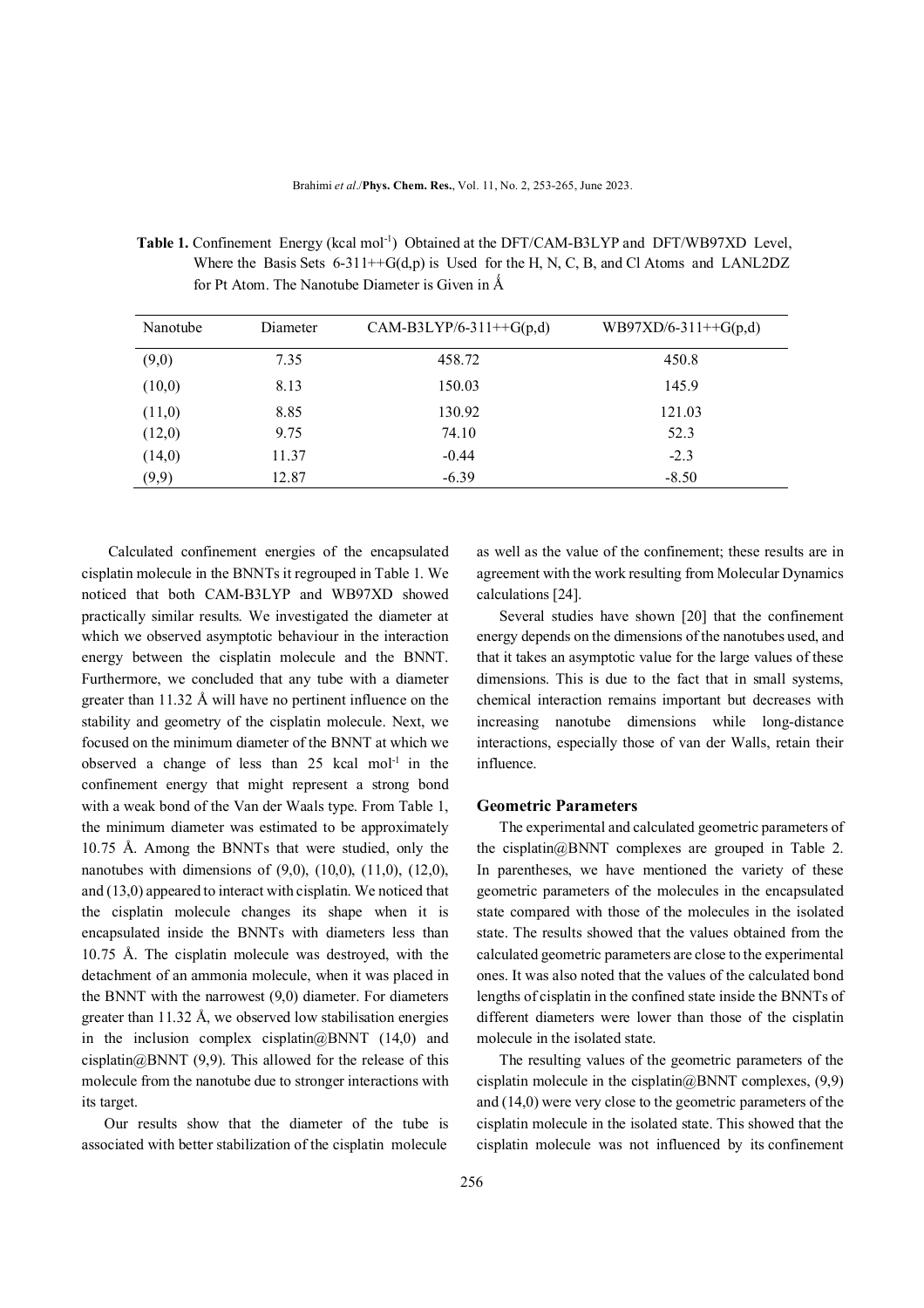**Table 1.** Confinement Energy (kcal mol$^{-1}$) Obtained at the DFT/CAM-B3LYP and DFT/WB97XD Level, Where the Basis Sets 6-311++G(d,p) is Used for the H, N, C, B, and Cl Atoms and LANL2DZ for Pt Atom. The Nanotube Diameter is Given in Ǻ

| Nanotube | Diameter | CAM-B3LYP/6-311++G(p,d) | WB97XD/6-311++G(p,d) |
|---|---|---|---|
| (9,0) | 7.35 | 458.72 | 450.8 |
| (10,0) | 8.13 | 150.03 | 145.9 |
| (11,0) | 8.85 | 130.92 | 121.03 |
| (12,0) | 9.75 | 74.10 | 52.3 |
| (14,0) | 11.37 | -0.44 | -2.3 |
| (9,9) | 12.87 | -6.39 | -8.50 |

Calculated confinement energies of the encapsulated cisplatin molecule in the BNNTs it regrouped in Table 1. We noticed that both CAM-B3LYP and WB97XD showed practically similar results. We investigated the diameter at which we observed asymptotic behaviour in the interaction energy between the cisplatin molecule and the BNNT. Furthermore, we concluded that any tube with a diameter greater than 11.32 Å will have no pertinent influence on the stability and geometry of the cisplatin molecule. Next, we focused on the minimum diameter of the BNNT at which we observed a change of less than 25 kcal mol$^{-1}$ in the confinement energy that might represent a strong bond with a weak bond of the Van der Waals type. From Table 1, the minimum diameter was estimated to be approximately 10.75 Å. Among the BNNTs that were studied, only the nanotubes with dimensions of (9,0), (10,0), (11,0), (12,0), and (13,0) appeared to interact with cisplatin. We noticed that the cisplatin molecule changes its shape when it is encapsulated inside the BNNTs with diameters less than 10.75 Å. The cisplatin molecule was destroyed, with the detachment of an ammonia molecule, when it was placed in the BNNT with the narrowest (9,0) diameter. For diameters greater than 11.32 Å, we observed low stabilisation energies in the inclusion complex cisplatin@BNNT (14,0) and cisplatin@BNNT (9,9). This allowed for the release of this molecule from the nanotube due to stronger interactions with its target.

Our results show that the diameter of the tube is associated with better stabilization of the cisplatin molecule as well as the value of the confinement; these results are in agreement with the work resulting from Molecular Dynamics calculations [24].

Several studies have shown [20] that the confinement energy depends on the dimensions of the nanotubes used, and that it takes an asymptotic value for the large values of these dimensions. This is due to the fact that in small systems, chemical interaction remains important but decreases with increasing nanotube dimensions while long-distance interactions, especially those of van der Walls, retain their influence.

## Geometric Parameters

The experimental and calculated geometric parameters of the cisplatin@BNNT complexes are grouped in Table 2. In parentheses, we have mentioned the variety of these geometric parameters of the molecules in the encapsulated state compared with those of the molecules in the isolated state. The results showed that the values obtained from the calculated geometric parameters are close to the experimental ones. It was also noted that the values of the calculated bond lengths of cisplatin in the confined state inside the BNNTs of different diameters were lower than those of the cisplatin molecule in the isolated state.

The resulting values of the geometric parameters of the cisplatin molecule in the cisplatin@BNNT complexes, (9,9) and (14,0) were very close to the geometric parameters of the cisplatin molecule in the isolated state. This showed that the cisplatin molecule was not influenced by its confinement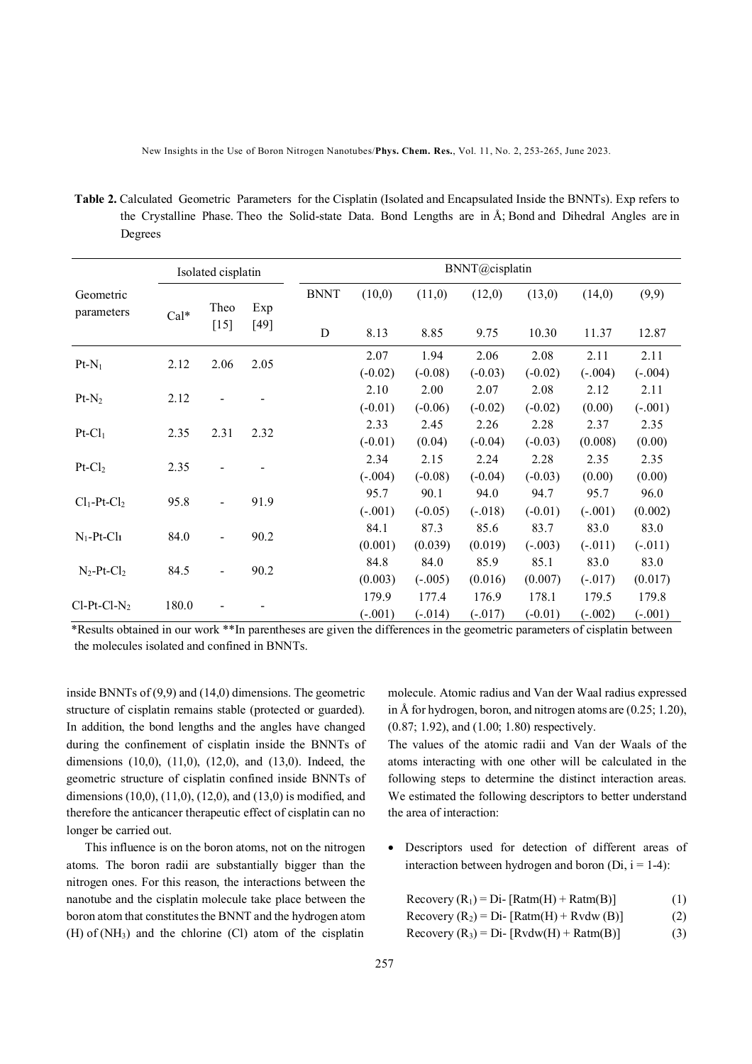**Table 2.** Calculated Geometric Parameters for the Cisplatin (Isolated and Encapsulated Inside the BNNTs). Exp refers to the Crystalline Phase. Theo the Solid-state Data. Bond Lengths are in Å; Bond and Dihedral Angles are in Degrees

| Geometric parameters | Isolated cisplatin | | | BNNT@cisplatin | | | | | | |
|---|---|---|---|---|---|---|---|---|---|---|
| | Cal* | Theo [15] | Exp [49] | BNNT | (10,0) | (11,0) | (12,0) | (13,0) | (14,0) | (9,9) |
| | | | | D | 8.13 | 8.85 | 9.75 | 10.30 | 11.37 | 12.87 |
| $Pt-N_1$ | 2.12 | 2.06 | 2.05 | | 2.07 (-0.02) | 1.94 (-0.08) | 2.06 (-0.03) | 2.08 (-0.02) | 2.11 (-.004) | 2.11 (-.004) |
| $Pt-N_2$ | 2.12 | - | - | | 2.10 (-0.01) | 2.00 (-0.06) | 2.07 (-0.02) | 2.08 (-0.02) | 2.12 (0.00) | 2.11 (-.001) |
| $Pt-Cl_1$ | 2.35 | 2.31 | 2.32 | | 2.33 (-0.01) | 2.45 (0.04) | 2.26 (-0.04) | 2.28 (-0.03) | 2.37 (0.008) | 2.35 (0.00) |
| $Pt-Cl_2$ | 2.35 | - | - | | 2.34 (-.004) | 2.15 (-0.08) | 2.24 (-0.04) | 2.28 (-0.03) | 2.35 (0.00) | 2.35 (0.00) |
| $Cl_1-Pt-Cl_2$ | 95.8 | - | 91.9 | | 95.7 (-.001) | 90.1 (-0.05) | 94.0 (-.018) | 94.7 (-0.01) | 95.7 (-.001) | 96.0 (0.002) |
| $N_1-Pt-Cl_1$ | 84.0 | - | 90.2 | | 84.1 (0.001) | 87.3 (0.039) | 85.6 (0.019) | 83.7 (-.003) | 83.0 (-.011) | 83.0 (-.011) |
| $N_2-Pt-Cl_2$ | 84.5 | - | 90.2 | | 84.8 (0.003) | 84.0 (-.005) | 85.9 (0.016) | 85.1 (0.007) | 83.0 (-.017) | 83.0 (0.017) |
| $Cl-Pt-Cl-N_2$ | 180.0 | - | - | | 179.9 (-.001) | 177.4 (-.014) | 176.9 (-.017) | 178.1 (-0.01) | 179.5 (-.002) | 179.8 (-.001) |

*Results obtained in our work **In parentheses are given the differences in the geometric parameters of cisplatin between the molecules isolated and confined in BNNTs.

inside BNNTs of (9,9) and (14,0) dimensions. The geometric structure of cisplatin remains stable (protected or guarded). In addition, the bond lengths and the angles have changed during the confinement of cisplatin inside the BNNTs of dimensions (10,0), (11,0), (12,0), and (13,0). Indeed, the geometric structure of cisplatin confined inside BNNTs of dimensions (10,0), (11,0), (12,0), and (13,0) is modified, and therefore the anticancer therapeutic effect of cisplatin can no longer be carried out.

This influence is on the boron atoms, not on the nitrogen atoms. The boron radii are substantially bigger than the nitrogen ones. For this reason, the interactions between the nanotube and the cisplatin molecule take place between the boron atom that constitutes the BNNT and the hydrogen atom (H) of ($NH_3$) and the chlorine (Cl) atom of the cisplatin molecule. Atomic radius and Van der Waal radius expressed in Å for hydrogen, boron, and nitrogen atoms are (0.25; 1.20), (0.87; 1.92), and (1.00; 1.80) respectively.

The values of the atomic radii and Van der Waals of the atoms interacting with one other will be calculated in the following steps to determine the distinct interaction areas. We estimated the following descriptors to better understand the area of interaction:

- Descriptors used for detection of different areas of interaction between hydrogen and boron ($D_i$, i = 1-4):

$$\text{Recovery } (R_1) = D_i - [Ratm(H) + Ratm(B)] \tag{1}$$

$$\text{Recovery } (R_2) = D_i - [Ratm(H) + Rvdw(B)] \tag{2}$$

$$\text{Recovery } (R_3) = D_i - [Rvdw(H) + Ratm(B)] \tag{3}$$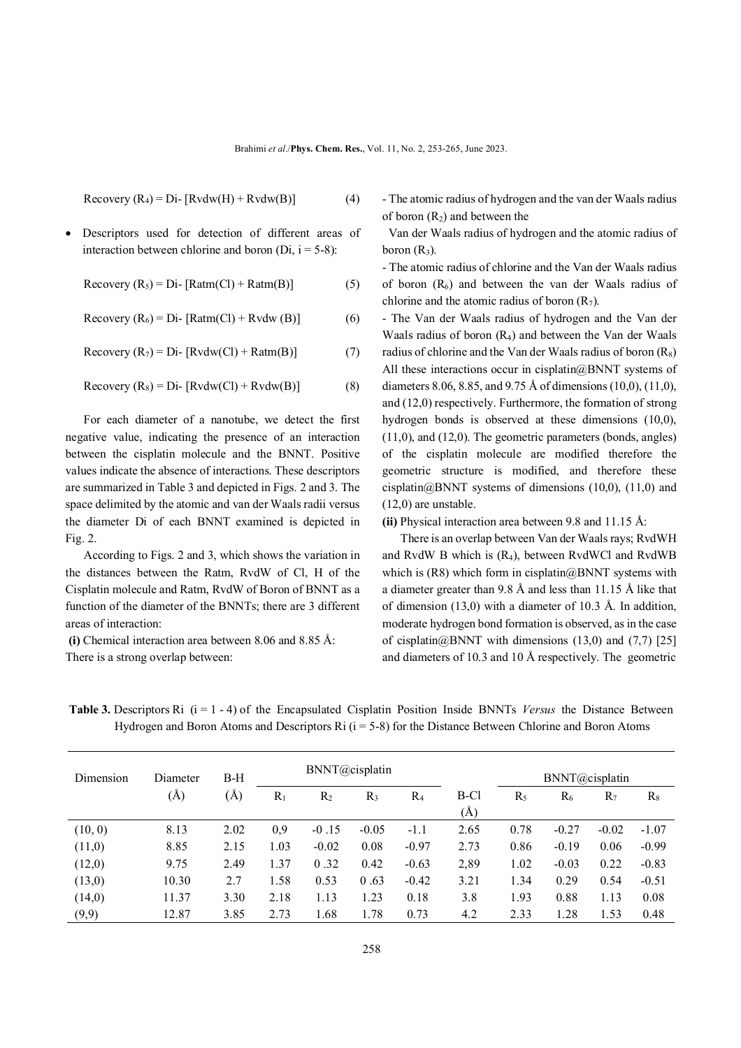$$\text{Recovery } (R_4) = D_i - [R_{vdw}(H) + R_{vdw}(B)] \quad (4)$$

- Descriptors used for detection of different areas of interaction between chlorine and boron ($D_i$, i = 5-8):

$$\text{Recovery } (R_5) = D_i - [R_{atm}(Cl) + R_{atm}(B)] \quad (5)$$

$$\text{Recovery } (R_6) = D_i - [R_{atm}(Cl) + R_{vdw}(B)] \quad (6)$$

$$\text{Recovery } (R_7) = D_i - [R_{vdw}(Cl) + R_{atm}(B)] \quad (7)$$

$$\text{Recovery } (R_8) = D_i - [R_{vdw}(Cl) + R_{vdw}(B)] \quad (8)$$

For each diameter of a nanotube, we detect the first negative value, indicating the presence of an interaction between the cisplatin molecule and the BNNT. Positive values indicate the absence of interactions. These descriptors are summarized in Table 3 and depicted in Figs. 2 and 3. The space delimited by the atomic and van der Waals radii versus the diameter Di of each BNNT examined is depicted in Fig. 2.

According to Figs. 2 and 3, which shows the variation in the distances between the Ratm, RvdW of Cl, H of the Cisplatin molecule and Ratm, RvdW of Boron of BNNT as a function of the diameter of the BNNTs; there are 3 different areas of interaction:

**(i)** Chemical interaction area between 8.06 and 8.85 Å:
There is a strong overlap between:

- The atomic radius of hydrogen and the van der Waals radius of boron ($R_2$) and between the Van der Waals radius of hydrogen and the atomic radius of boron ($R_3$).
- The atomic radius of chlorine and the Van der Waals radius of boron ($R_6$) and between the van der Waals radius of chlorine and the atomic radius of boron ($R_7$).
- The Van der Waals radius of hydrogen and the Van der Waals radius of boron ($R_4$) and between the Van der Waals radius of chlorine and the Van der Waals radius of boron ($R_8$)

All these interactions occur in cisplatin@BNNT systems of diameters 8.06, 8.85, and 9.75 Å of dimensions (10,0), (11,0), and (12,0) respectively. Furthermore, the formation of strong hydrogen bonds is observed at these dimensions (10,0), (11,0), and (12,0). The geometric parameters (bonds, angles) of the cisplatin molecule are modified therefore the geometric structure is modified, and therefore these cisplatin@BNNT systems of dimensions (10,0), (11,0) and (12,0) are unstable.

**(ii)** Physical interaction area between 9.8 and 11.15 Å:

There is an overlap between Van der Waals rays; RvdWH and RvdW B which is ($R_4$), between RvdWCl and RvdWB which is (R8) which form in cisplatin@BNNT systems with a diameter greater than 9.8 Å and less than 11.15 Å like that of dimension (13,0) with a diameter of 10.3 Å. In addition, moderate hydrogen bond formation is observed, as in the case of cisplatin@BNNT with dimensions (13,0) and (7,7) [25] and diameters of 10.3 and 10 Å respectively. The geometric

**Table 3.** Descriptors Ri (i = 1 - 4) of the Encapsulated Cisplatin Position Inside BNNTs *Versus* the Distance Between Hydrogen and Boron Atoms and Descriptors Ri (i = 5-8) for the Distance Between Chlorine and Boron Atoms

| Dimension | Diameter (Å) | B-H (Å) | BNNT@cisplatin | | | | B-Cl (Å) | BNNT@cisplatin | | | |
|---|---|---|---|---|---|---|---|---|---|---|---|
| | | | $R_1$ | $R_2$ | $R_3$ | $R_4$ | | $R_5$ | $R_6$ | $R_7$ | $R_8$ |
| (10, 0) | 8.13 | 2.02 | 0,9 | -0 .15 | -0.05 | -1.1 | 2.65 | 0.78 | -0.27 | -0.02 | -1.07 |
| (11,0) | 8.85 | 2.15 | 1.03 | -0.02 | 0.08 | -0.97 | 2.73 | 0.86 | -0.19 | 0.06 | -0.99 |
| (12,0) | 9.75 | 2.49 | 1.37 | 0 .32 | 0.42 | -0.63 | 2,89 | 1.02 | -0.03 | 0.22 | -0.83 |
| (13,0) | 10.30 | 2.7 | 1.58 | 0.53 | 0 .63 | -0.42 | 3.21 | 1.34 | 0.29 | 0.54 | -0.51 |
| (14,0) | 11.37 | 3.30 | 2.18 | 1.13 | 1.23 | 0.18 | 3.8 | 1.93 | 0.88 | 1.13 | 0.08 |
| (9,9) | 12.87 | 3.85 | 2.73 | 1.68 | 1.78 | 0.73 | 4.2 | 2.33 | 1.28 | 1.53 | 0.48 |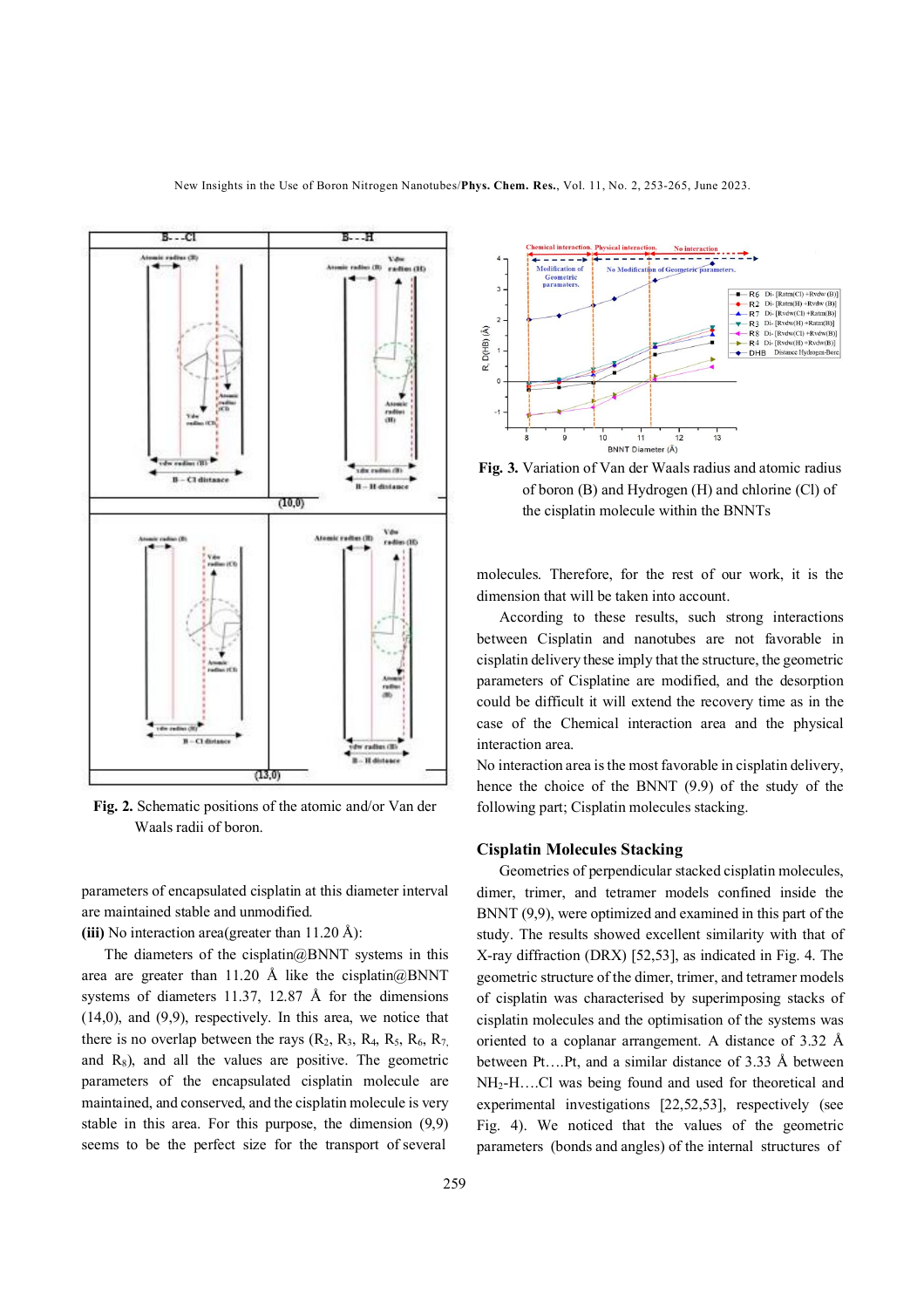Fig. 2. Schematic positions of the atomic and/or Van der Waals radii of boron.

parameters of encapsulated cisplatin at this diameter interval are maintained stable and unmodified.

**(iii)** No interaction area(greater than 11.20 Å):

The diameters of the cisplatin@BNNT systems in this area are greater than 11.20 Å like the cisplatin@BNNT systems of diameters 11.37, 12.87 Å for the dimensions (14,0), and (9,9), respectively. In this area, we notice that there is no overlap between the rays ($R_2$, $R_3$, $R_4$, $R_5$, $R_6$, $R_7$, and $R_8$), and all the values are positive. The geometric parameters of the encapsulated cisplatin molecule are maintained, and conserved, and the cisplatin molecule is very stable in this area. For this purpose, the dimension (9,9) seems to be the perfect size for the transport of several

Fig. 3. Variation of Van der Waals radius and atomic radius of boron (B) and Hydrogen (H) and chlorine (Cl) of the cisplatin molecule within the BNNTs

molecules. Therefore, for the rest of our work, it is the dimension that will be taken into account.

According to these results, such strong interactions between Cisplatin and nanotubes are not favorable in cisplatin delivery these imply that the structure, the geometric parameters of Cisplatine are modified, and the desorption could be difficult it will extend the recovery time as in the case of the Chemical interaction area and the physical interaction area.

No interaction area is the most favorable in cisplatin delivery, hence the choice of the BNNT (9.9) of the study of the following part; Cisplatin molecules stacking.

### Cisplatin Molecules Stacking

Geometries of perpendicular stacked cisplatin molecules, dimer, trimer, and tetramer models confined inside the BNNT (9,9), were optimized and examined in this part of the study. The results showed excellent similarity with that of X-ray diffraction (DRX) [52,53], as indicated in Fig. 4). The geometric structure of the dimer, trimer, and tetramer models of cisplatin was characterised by superimposing stacks of cisplatin molecules and the optimisation of the systems was oriented to a coplanar arrangement. A distance of 3.32 Å between Pt….Pt, and a similar distance of 3.33 Å between $NH_2$-H….Cl was being found and used for theoretical and experimental investigations [22,52,53], respectively (see Fig. 4). We noticed that the values of the geometric parameters (bonds and angles) of the internal structures of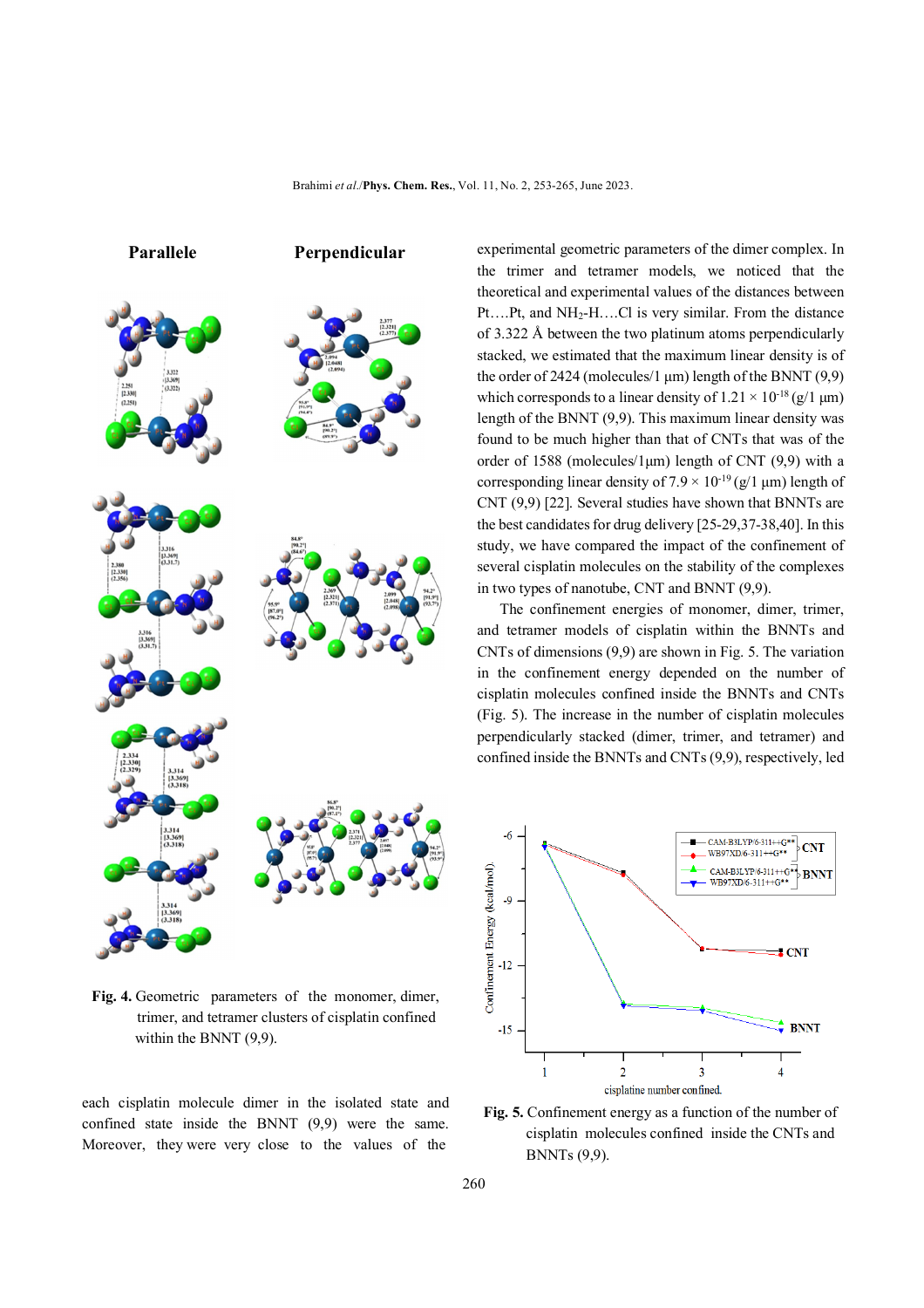**Fig. 4.** Geometric parameters of the monomer, dimer, trimer, and tetramer clusters of cisplatin confined within the BNNT (9,9).

each cisplatin molecule dimer in the isolated state and confined state inside the BNNT (9,9) were the same. Moreover, they were very close to the values of the experimental geometric parameters of the dimer complex. In the trimer and tetramer models, we noticed that the theoretical and experimental values of the distances between Pt….Pt, and $NH_2$-H….Cl is very similar. From the distance of 3.322 Å between the two platinum atoms perpendicularly stacked, we estimated that the maximum linear density is of the order of 2424 (molecules/1 µm) length of the BNNT (9,9) which corresponds to a linear density of $1.21 \times 10^{-18}$ (g/1 µm) length of the BNNT (9,9). This maximum linear density was found to be much higher than that of CNTs that was of the order of 1588 (molecules/1µm) length of CNT (9,9) with a corresponding linear density of $7.9 \times 10^{-19}$ (g/1 µm) length of CNT (9,9) [22]. Several studies have shown that BNNTs are the best candidates for drug delivery [25-29,37-38,40]. In this study, we have compared the impact of the confinement of several cisplatin molecules on the stability of the complexes in two types of nanotube, CNT and BNNT (9,9).

The confinement energies of monomer, dimer, trimer, and tetramer models of cisplatin within the BNNTs and CNTs of dimensions (9,9) are shown in Fig. 5. The variation in the confinement energy depended on the number of cisplatin molecules confined inside the BNNTs and CNTs (Fig. 5). The increase in the number of cisplatin molecules perpendicularly stacked (dimer, trimer, and tetramer) and confined inside the BNNTs and CNTs (9,9), respectively, led

**Fig. 5.** Confinement energy as a function of the number of cisplatin molecules confined inside the CNTs and BNNTs (9,9).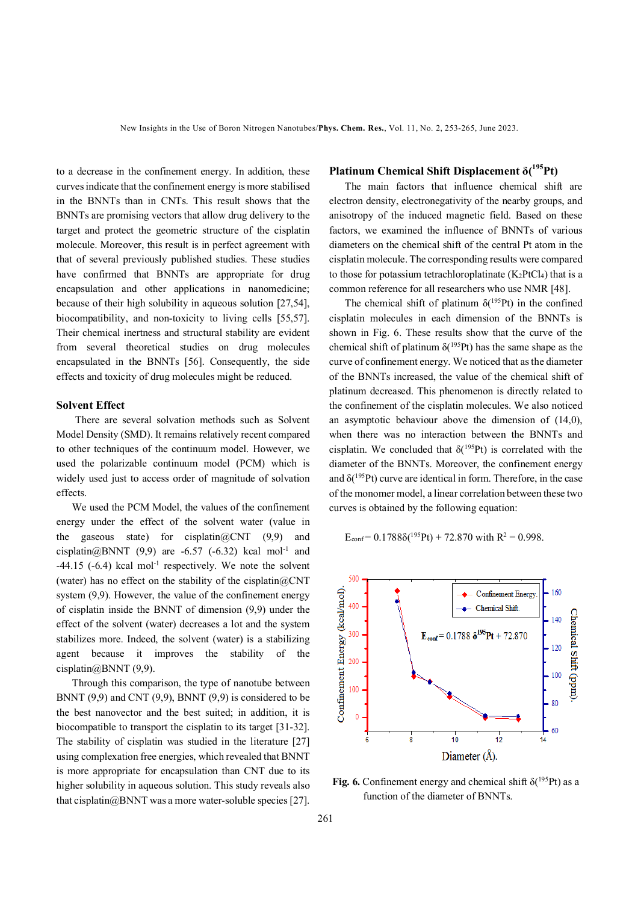to a decrease in the confinement energy. In addition, these curves indicate that the confinement energy is more stabilised in the BNNTs than in CNTs. This result shows that the BNNTs are promising vectors that allow drug delivery to the target and protect the geometric structure of the cisplatin molecule. Moreover, this result is in perfect agreement with that of several previously published studies. These studies have confirmed that BNNTs are appropriate for drug encapsulation and other applications in nanomedicine; because of their high solubility in aqueous solution [27,54], biocompatibility, and non-toxicity to living cells [55,57]. Their chemical inertness and structural stability are evident from several theoretical studies on drug molecules encapsulated in the BNNTs [56]. Consequently, the side effects and toxicity of drug molecules might be reduced.

## Solvent Effect

There are several solvation methods such as Solvent Model Density (SMD). It remains relatively recent compared to other techniques of the continuum model. However, we used the polarizable continuum model (PCM) which is widely used just to access order of magnitude of solvation effects.

We used the PCM Model, the values of the confinement energy under the effect of the solvent water (value in the gaseous state) for cisplatin@CNT (9,9) and cisplatin@BNNT (9,9) are -6.57 (-6.32) kcal mol$^{-1}$ and -44.15 (-6.4) kcal mol$^{-1}$ respectively. We note the solvent (water) has no effect on the stability of the cisplatin@CNT system (9,9). However, the value of the confinement energy of cisplatin inside the BNNT of dimension (9,9) under the effect of the solvent (water) decreases a lot and the system stabilizes more. Indeed, the solvent (water) is a stabilizing agent because it improves the stability of the cisplatin@BNNT (9,9).

Through this comparison, the type of nanotube between BNNT (9,9) and CNT (9,9), BNNT (9,9) is considered to be the best nanovector and the best suited; in addition, it is biocompatible to transport the cisplatin to its target [31-32]. The stability of cisplatin was studied in the literature [27] using complexation free energies, which revealed that BNNT is more appropriate for encapsulation than CNT due to its higher solubility in aqueous solution. This study reveals also that cisplatin@BNNT was a more water-soluble species [27].

## Platinum Chemical Shift Displacement $\delta(^{195}Pt)$

The main factors that influence chemical shift are electron density, electronegativity of the nearby groups, and anisotropy of the induced magnetic field. Based on these factors, we examined the influence of BNNTs of various diameters on the chemical shift of the central Pt atom in the cisplatin molecule. The corresponding results were compared to those for potassium tetrachloroplatinate ($K_2PtCl_4$) that is a common reference for all researchers who use NMR [48].

The chemical shift of platinum $\delta(^{195}Pt)$ in the confined cisplatin molecules in each dimension of the BNNTs is shown in Fig. 6. These results show that the curve of the chemical shift of platinum $\delta(^{195}Pt)$ has the same shape as the curve of confinement energy. We noticed that as the diameter of the BNNTs increased, the value of the chemical shift of platinum decreased. This phenomenon is directly related to the confinement of the cisplatin molecules. We also noticed an asymptotic behaviour above the dimension of (14,0), when there was no interaction between the BNNTs and cisplatin. We concluded that $\delta(^{195}Pt)$ is correlated with the diameter of the BNNTs. Moreover, the confinement energy and $\delta(^{195}Pt)$ curve are identical in form. Therefore, in the case of the monomer model, a linear correlation between these two curves is obtained by the following equation:

$$E_{conf} = 0.1788\delta(^{195}Pt) + 72.870 \text{ with } R^2 = 0.998.$$

**Fig. 6.** Confinement energy and chemical shift $\delta(^{195}Pt)$ as a function of the diameter of BNNTs.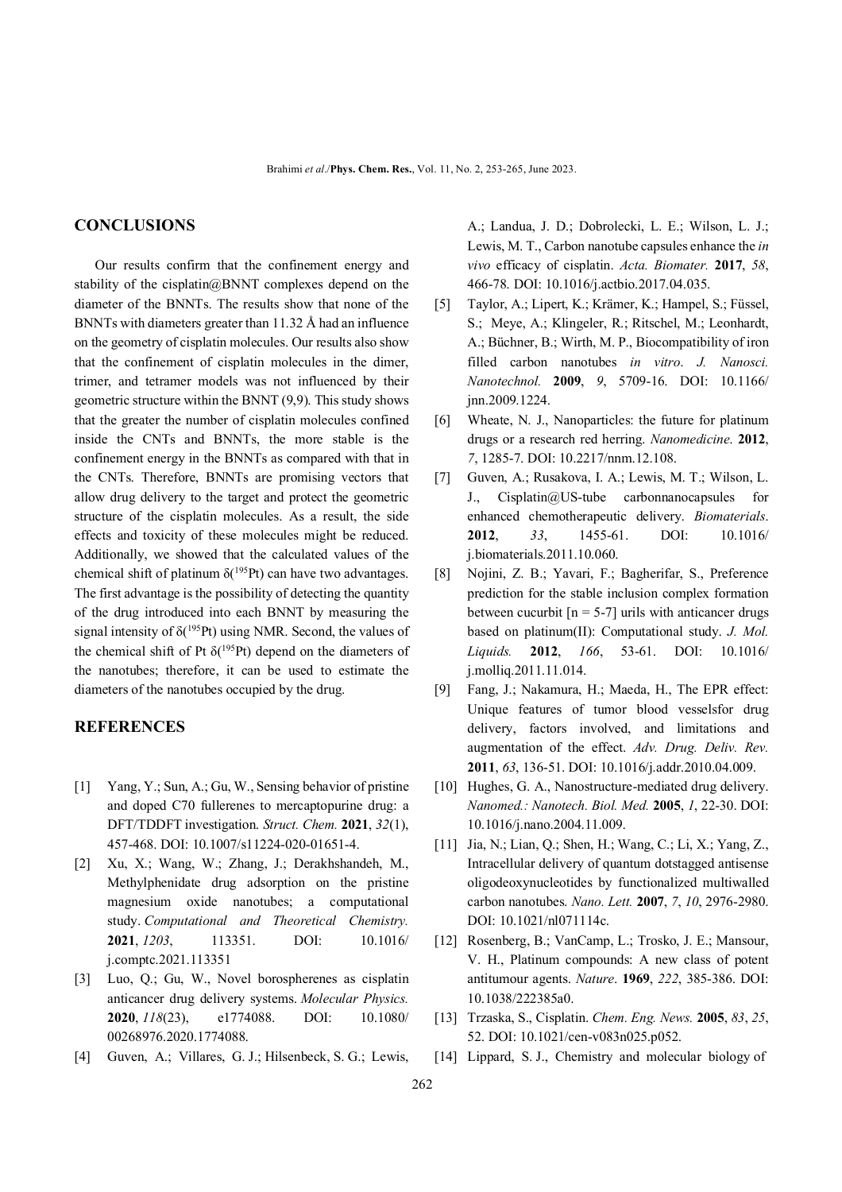## CONCLUSIONS

Our results confirm that the confinement energy and stability of the cisplatin@BNNT complexes depend on the diameter of the BNNTs. The results show that none of the BNNTs with diameters greater than 11.32 Å had an influence on the geometry of cisplatin molecules. Our results also show that the confinement of cisplatin molecules in the dimer, trimer, and tetramer models was not influenced by their geometric structure within the BNNT (9,9). This study shows that the greater the number of cisplatin molecules confined inside the CNTs and BNNTs, the more stable is the confinement energy in the BNNTs as compared with that in the CNTs. Therefore, BNNTs are promising vectors that allow drug delivery to the target and protect the geometric structure of the cisplatin molecules. As a result, the side effects and toxicity of these molecules might be reduced. Additionally, we showed that the calculated values of the chemical shift of platinum $\delta(^{195}Pt)$ can have two advantages. The first advantage is the possibility of detecting the quantity of the drug introduced into each BNNT by measuring the signal intensity of $\delta(^{195}Pt)$ using NMR. Second, the values of the chemical shift of Pt $\delta(^{195}Pt)$ depend on the diameters of the nanotubes; therefore, it can be used to estimate the diameters of the nanotubes occupied by the drug.

## REFERENCES

[1] Yang, Y.; Sun, A.; Gu, W., Sensing behavior of pristine and doped C70 fullerenes to mercaptopurine drug: a DFT/TDDFT investigation. *Struct. Chem.* **2021**, *32*(1), 457-468. DOI: 10.1007/s11224-020-01651-4.

[2] Xu, X.; Wang, W.; Zhang, J.; Derakhshandeh, M., Methylphenidate drug adsorption on the pristine magnesium oxide nanotubes; a computational study. *Computational and Theoretical Chemistry.* **2021**, *1203*, 113351. DOI: 10.1016/j.comptc.2021.113351

[3] Luo, Q.; Gu, W., Novel borospherenes as cisplatin anticancer drug delivery systems. *Molecular Physics.* **2020**, *118*(23), e1774088. DOI: 10.1080/00268976.2020.1774088.

[4] Guven, A.; Villares, G. J.; Hilsenbeck, S. G.; Lewis, A.; Landua, J. D.; Dobrolecki, L. E.; Wilson, L. J.; Lewis, M. T., Carbon nanotube capsules enhance the *in vivo* efficacy of cisplatin. *Acta. Biomater.* **2017**, *58*, 466-78. DOI: 10.1016/j.actbio.2017.04.035.

[5] Taylor, A.; Lipert, K.; Krämer, K.; Hampel, S.; Füssel, S.; Meye, A.; Klingeler, R.; Ritschel, M.; Leonhardt, A.; Büchner, B.; Wirth, M. P., Biocompatibility of iron filled carbon nanotubes *in vitro*. *J. Nanosci. Nanotechnol.* **2009**, *9*, 5709-16. DOI: 10.1166/jnn.2009.1224.

[6] Wheate, N. J., Nanoparticles: the future for platinum drugs or a research red herring. *Nanomedicine.* **2012**, *7*, 1285-7. DOI: 10.2217/nnm.12.108.

[7] Guven, A.; Rusakova, I. A.; Lewis, M. T.; Wilson, L. J., Cisplatin@US-tube carbonnanocapsules for enhanced chemotherapeutic delivery. *Biomaterials.* **2012**, *33*, 1455-61. DOI: 10.1016/j.biomaterials.2011.10.060.

[8] Nojini, Z. B.; Yavari, F.; Bagherifar, S., Preference prediction for the stable inclusion complex formation between cucurbit [n = 5-7] urils with anticancer drugs based on platinum(II): Computational study. *J. Mol. Liquids.* **2012**, *166*, 53-61. DOI: 10.1016/j.molliq.2011.11.014.

[9] Fang, J.; Nakamura, H.; Maeda, H., The EPR effect: Unique features of tumor blood vesselsfor drug delivery, factors involved, and limitations and augmentation of the effect. *Adv. Drug. Deliv. Rev.* **2011**, *63*, 136-51. DOI: 10.1016/j.addr.2010.04.009.

[10] Hughes, G. A., Nanostructure-mediated drug delivery. *Nanomed.: Nanotech. Biol. Med.* **2005**, *1*, 22-30. DOI: 10.1016/j.nano.2004.11.009.

[11] Jia, N.; Lian, Q.; Shen, H.; Wang, C.; Li, X.; Yang, Z., Intracellular delivery of quantum dotstagged antisense oligodeoxynucleotides by functionalized multiwalled carbon nanotubes. *Nano. Lett.* **2007**, *7*, *10*, 2976-2980. DOI: 10.1021/nl071114c.

[12] Rosenberg, B.; VanCamp, L.; Trosko, J. E.; Mansour, V. H., Platinum compounds: A new class of potent antitumour agents. *Nature*. **1969**, *222*, 385-386. DOI: 10.1038/222385a0.

[13] Trzaska, S., Cisplatin. *Chem. Eng. News.* **2005**, *83*, *25*, 52. DOI: 10.1021/cen-v083n025.p052.

[14] Lippard, S. J., Chemistry and molecular biology of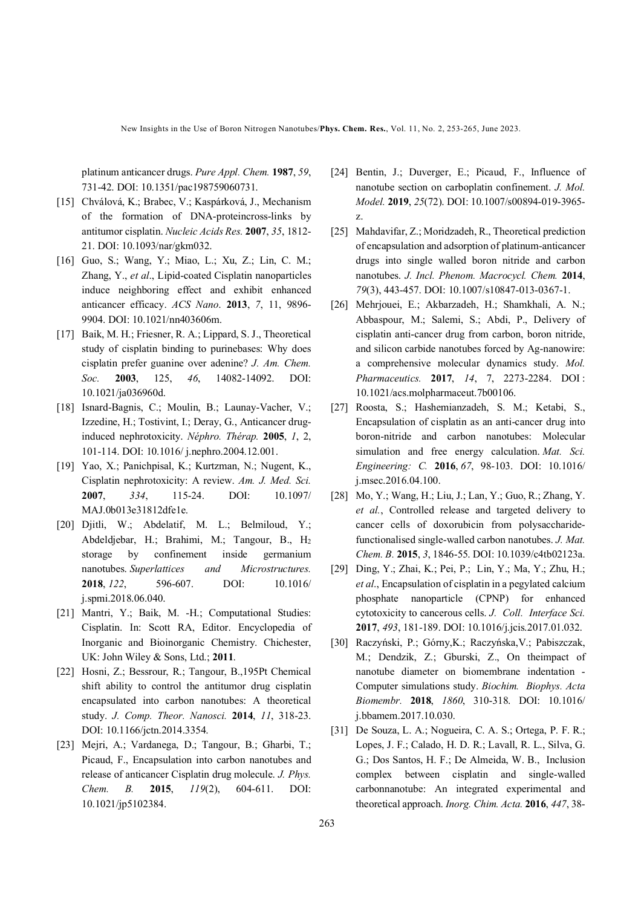platinum anticancer drugs. *Pure Appl. Chem.* **1987**, *59*, 731-42. DOI: 10.1351/pac198759060731.

[15] Chválová, K.; Brabec, V.; Kaspárková, J., Mechanism of the formation of DNA-proteincross-links by antitumor cisplatin. *Nucleic Acids Res.* **2007**, *35*, 1812-21. DOI: 10.1093/nar/gkm032.

[16] Guo, S.; Wang, Y.; Miao, L.; Xu, Z.; Lin, C. M.; Zhang, Y., *et al*., Lipid-coated Cisplatin nanoparticles induce neighboring effect and exhibit enhanced anticancer efficacy. *ACS Nano*. **2013**, *7*, 11, 9896-9904. DOI: 10.1021/nn403606m.

[17] Baik, M. H.; Friesner, R. A.; Lippard, S. J., Theoretical study of cisplatin binding to purinebases: Why does cisplatin prefer guanine over adenine? *J. Am. Chem. Soc.* **2003**, 125, *46*, 14082-14092. DOI: 10.1021/ja036960d.

[18] Isnard-Bagnis, C.; Moulin, B.; Launay-Vacher, V.; Izzedine, H.; Tostivint, I.; Deray, G., Anticancer drug-induced nephrotoxicity. *Néphro. Thérap.* **2005**, *1*, 2, 101-114. DOI: 10.1016/ j.nephro.2004.12.001.

[19] Yao, X.; Panichpisal, K.; Kurtzman, N.; Nugent, K., Cisplatin nephrotoxicity: A review. *Am. J. Med. Sci.* **2007**, *334*, 115-24. DOI: 10.1097/ MAJ.0b013e31812dfe1e.

[20] Djitli, W.; Abdelatif, M. L.; Belmiloud, Y.; Abdeldjebar, H.; Brahimi, M.; Tangour, B., $H_2$ storage by confinement inside germanium nanotubes. *Superlattices and Microstructures.* **2018**, *122*, 596-607. DOI: 10.1016/ j.spmi.2018.06.040.

[21] Mantri, Y.; Baik, M. -H.; Computational Studies: Cisplatin. In: Scott RA, Editor. Encyclopedia of Inorganic and Bioinorganic Chemistry. Chichester, UK: John Wiley & Sons, Ltd.; **2011**.

[22] Hosni, Z.; Bessrour, R.; Tangour, B.,195Pt Chemical shift ability to control the antitumor drug cisplatin encapsulated into carbon nanotubes: A theoretical study. *J. Comp. Theor. Nanosci.* **2014**, *11*, 318-23. DOI: 10.1166/jctn.2014.3354.

[23] Mejri, A.; Vardanega, D.; Tangour, B.; Gharbi, T.; Picaud, F., Encapsulation into carbon nanotubes and release of anticancer Cisplatin drug molecule. *J. Phys. Chem. B.* **2015**, *119*(2), 604-611. DOI: 10.1021/jp5102384.

[24] Bentin, J.; Duverger, E.; Picaud, F., Influence of nanotube section on carboplatin confinement. *J. Mol. Model.* **2019**, *25*(72). DOI: 10.1007/s00894-019-3965-z.

[25] Mahdavifar, Z.; Moridzadeh, R., Theoretical prediction of encapsulation and adsorption of platinum-anticancer drugs into single walled boron nitride and carbon nanotubes. *J. Incl. Phenom. Macrocycl. Chem.* **2014**, *79*(3), 443-457. DOI: 10.1007/s10847-013-0367-1.

[26] Mehrjouei, E.; Akbarzadeh, H.; Shamkhali, A. N.; Abbaspour, M.; Salemi, S.; Abdi, P., Delivery of cisplatin anti-cancer drug from carbon, boron nitride, and silicon carbide nanotubes forced by Ag-nanowire: a comprehensive molecular dynamics study. *Mol. Pharmaceutics.* **2017**, *14*, 7, 2273-2284. DOI : 10.1021/acs.molpharmaceut.7b00106.

[27] Roosta, S.; Hashemianzadeh, S. M.; Ketabi, S., Encapsulation of cisplatin as an anti-cancer drug into boron-nitride and carbon nanotubes: Molecular simulation and free energy calculation. *Mat. Sci. Engineering: C.* **2016**, *67*, 98-103. DOI: 10.1016/ j.msec.2016.04.100.

[28] Mo, Y.; Wang, H.; Liu, J.; Lan, Y.; Guo, R.; Zhang, Y. *et al.*, Controlled release and targeted delivery to cancer cells of doxorubicin from polysaccharide-functionalised single-walled carbon nanotubes. *J. Mat. Chem. B.* **2015**, *3*, 1846-55. DOI: 10.1039/c4tb02123a.

[29] Ding, Y.; Zhai, K.; Pei, P.; Lin, Y.; Ma, Y.; Zhu, H.; *et al*., Encapsulation of cisplatin in a pegylated calcium phosphate nanoparticle (CPNP) for enhanced cytotoxicity to cancerous cells. *J. Coll. Interface Sci.* **2017**, *493*, 181-189. DOI: 10.1016/j.jcis.2017.01.032.

[30] Raczyński, P.; Górny,K.; Raczyńska,V.; Pabiszczak, M.; Dendzik, Z.; Gburski, Z., On theimpact of nanotube diameter on biomembrane indentation - Computer simulations study. *Biochim. Biophys. Acta Biomembr.* **2018**, *1860*, 310-318. DOI: 10.1016/ j.bbamem.2017.10.030.

[31] De Souza, L. A.; Nogueira, C. A. S.; Ortega, P. F. R.; Lopes, J. F.; Calado, H. D. R.; Lavall, R. L., Silva, G. G.; Dos Santos, H. F.; De Almeida, W. B., Inclusion complex between cisplatin and single-walled carbonnanotube: An integrated experimental and theoretical approach. *Inorg. Chim. Acta.* **2016**, *447*, 38-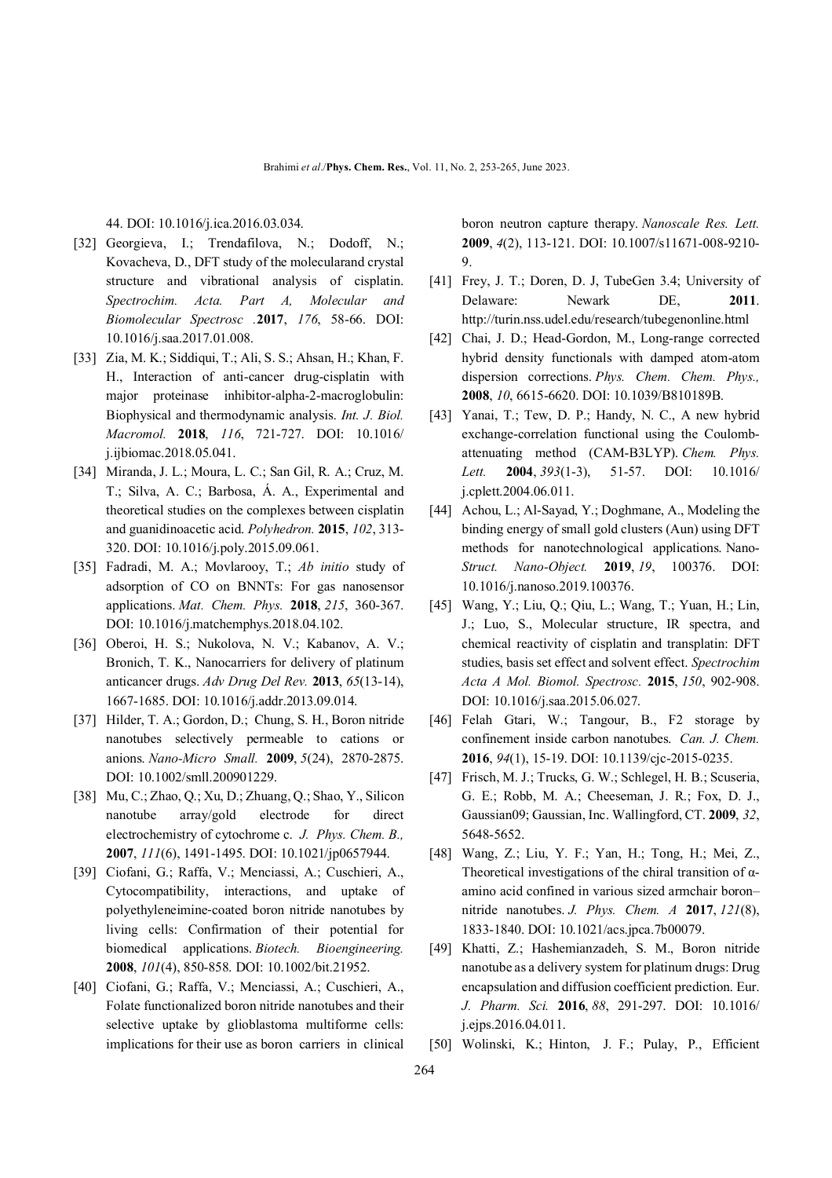44. DOI: 10.1016/j.ica.2016.03.034.

[32] Georgieva, I.; Trendafilova, N.; Dodoff, N.; Kovacheva, D., DFT study of the molecularand crystal structure and vibrational analysis of cisplatin. *Spectrochim. Acta. Part A, Molecular and Biomolecular Spectrosc* .**2017**, *176*, 58-66. DOI: 10.1016/j.saa.2017.01.008.

[33] Zia, M. K.; Siddiqui, T.; Ali, S. S.; Ahsan, H.; Khan, F. H., Interaction of anti-cancer drug-cisplatin with major proteinase inhibitor-alpha-2-macroglobulin: Biophysical and thermodynamic analysis. *Int. J. Biol. Macromol.* **2018**, *116*, 721-727. DOI: 10.1016/ j.ijbiomac.2018.05.041.

[34] Miranda, J. L.; Moura, L. C.; San Gil, R. A.; Cruz, M. T.; Silva, A. C.; Barbosa, Á. A., Experimental and theoretical studies on the complexes between cisplatin and guanidinoacetic acid. *Polyhedron.* **2015**, *102*, 313-320. DOI: 10.1016/j.poly.2015.09.061.

[35] Fadradi, M. A.; Movlarooy, T.; *Ab initio* study of adsorption of CO on BNNTs: For gas nanosensor applications. *Mat. Chem. Phys.* **2018**, *215*, 360-367. DOI: 10.1016/j.matchemphys.2018.04.102.

[36] Oberoi, H. S.; Nukolova, N. V.; Kabanov, A. V.; Bronich, T. K., Nanocarriers for delivery of platinum anticancer drugs. *Adv Drug Del Rev.* **2013**, *65*(13-14), 1667-1685. DOI: 10.1016/j.addr.2013.09.014.

[37] Hilder, T. A.; Gordon, D.; Chung, S. H., Boron nitride nanotubes selectively permeable to cations or anions. *Nano-Micro Small.* **2009**, *5*(24), 2870-2875. DOI: 10.1002/smll.200901229.

[38] Mu, C.; Zhao, Q.; Xu, D.; Zhuang, Q.; Shao, Y., Silicon nanotube array/gold electrode for direct electrochemistry of cytochrome c. *J. Phys. Chem. B.,* **2007**, *111*(6), 1491-1495. DOI: 10.1021/jp0657944.

[39] Ciofani, G.; Raffa, V.; Menciassi, A.; Cuschieri, A., Cytocompatibility, interactions, and uptake of polyethyleneimine-coated boron nitride nanotubes by living cells: Confirmation of their potential for biomedical applications. *Biotech. Bioengineering.* **2008**, *101*(4), 850-858. DOI: 10.1002/bit.21952.

[40] Ciofani, G.; Raffa, V.; Menciassi, A.; Cuschieri, A., Folate functionalized boron nitride nanotubes and their selective uptake by glioblastoma multiforme cells: implications for their use as boron carriers in clinical boron neutron capture therapy. *Nanoscale Res. Lett.* **2009**, *4*(2), 113-121. DOI: 10.1007/s11671-008-9210-9.

[41] Frey, J. T.; Doren, D. J, TubeGen 3.4; University of Delaware: Newark DE, **2011**. http://turin.nss.udel.edu/research/tubegenonline.html

[42] Chai, J. D.; Head-Gordon, M., Long-range corrected hybrid density functionals with damped atom-atom dispersion corrections. *Phys. Chem. Chem. Phys.,* **2008**, *10*, 6615-6620. DOI: 10.1039/B810189B.

[43] Yanai, T.; Tew, D. P.; Handy, N. C., A new hybrid exchange-correlation functional using the Coulomb-attenuating method (CAM-B3LYP). *Chem. Phys. Lett.* **2004**, *393*(1-3), 51-57. DOI: 10.1016/ j.cplett.2004.06.011.

[44] Achou, L.; Al-Sayad, Y.; Doghmane, A., Modeling the binding energy of small gold clusters (Aun) using DFT methods for nanotechnological applications. Nano-*Struct. Nano-Object.* **2019**, *19*, 100376. DOI: 10.1016/j.nanoso.2019.100376.

[45] Wang, Y.; Liu, Q.; Qiu, L.; Wang, T.; Yuan, H.; Lin, J.; Luo, S., Molecular structure, IR spectra, and chemical reactivity of cisplatin and transplatin: DFT studies, basis set effect and solvent effect. *Spectrochim Acta A Mol. Biomol. Spectrosc*. **2015**, *150*, 902-908. DOI: 10.1016/j.saa.2015.06.027.

[46] Felah Gtari, W.; Tangour, B., F2 storage by confinement inside carbon nanotubes. *Can. J. Chem.* **2016**, *94*(1), 15-19. DOI: 10.1139/cjc-2015-0235.

[47] Frisch, M. J.; Trucks, G. W.; Schlegel, H. B.; Scuseria, G. E.; Robb, M. A.; Cheeseman, J. R.; Fox, D. J., Gaussian09; Gaussian, Inc. Wallingford, CT. **2009**, *32*, 5648-5652.

[48] Wang, Z.; Liu, Y. F.; Yan, H.; Tong, H.; Mei, Z., Theoretical investigations of the chiral transition of α-amino acid confined in various sized armchair boron–nitride nanotubes. *J. Phys. Chem. A* **2017**, *121*(8), 1833-1840. DOI: 10.1021/acs.jpca.7b00079.

[49] Khatti, Z.; Hashemianzadeh, S. M., Boron nitride nanotube as a delivery system for platinum drugs: Drug encapsulation and diffusion coefficient prediction. Eur. *J. Pharm. Sci.* **2016**, *88*, 291-297. DOI: 10.1016/ j.ejps.2016.04.011.

[50] Wolinski, K.; Hinton, J. F.; Pulay, P., Efficient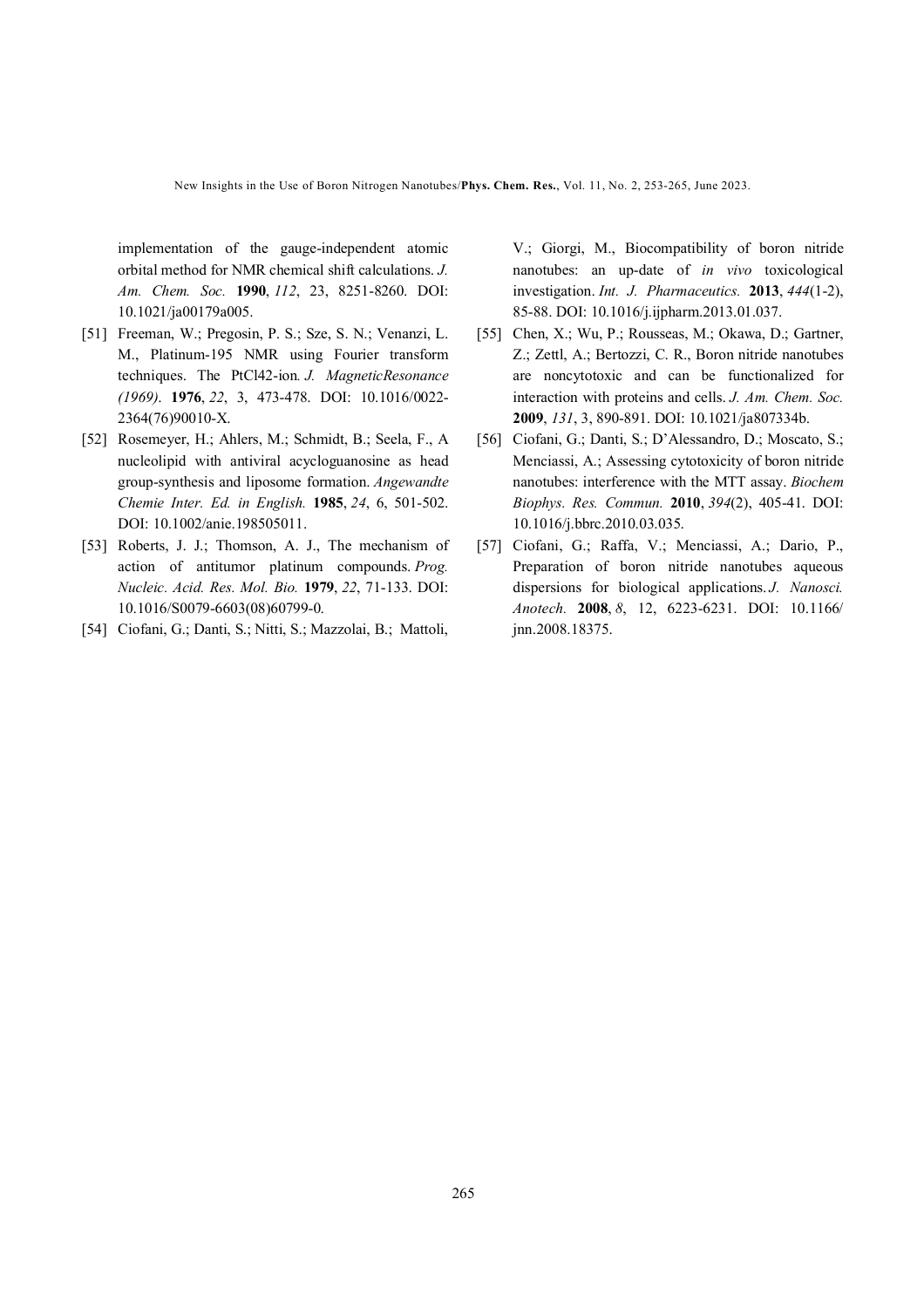implementation of the gauge-independent atomic orbital method for NMR chemical shift calculations. *J. Am. Chem. Soc.* **1990**, *112*, 23, 8251-8260. DOI: 10.1021/ja00179a005.

[51] Freeman, W.; Pregosin, P. S.; Sze, S. N.; Venanzi, L. M., Platinum-195 NMR using Fourier transform techniques. The PtCl42-ion. *J. MagneticResonance (1969).* **1976**, *22*, 3, 473-478. DOI: 10.1016/0022-2364(76)90010-X.

[52] Rosemeyer, H.; Ahlers, M.; Schmidt, B.; Seela, F., A nucleolipid with antiviral acycloguanosine as head group-synthesis and liposome formation. *Angewandte Chemie Inter. Ed. in English.* **1985**, *24*, 6, 501-502. DOI: 10.1002/anie.198505011.

[53] Roberts, J. J.; Thomson, A. J., The mechanism of action of antitumor platinum compounds. *Prog. Nucleic. Acid. Res. Mol. Bio.* **1979**, *22*, 71-133. DOI: 10.1016/S0079-6603(08)60799-0.

[54] Ciofani, G.; Danti, S.; Nitti, S.; Mazzolai, B.; Mattoli, V.; Giorgi, M., Biocompatibility of boron nitride nanotubes: an up-date of *in vivo* toxicological investigation. *Int. J. Pharmaceutics.* **2013**, *444*(1-2), 85-88. DOI: 10.1016/j.ijpharm.2013.01.037.

[55] Chen, X.; Wu, P.; Rousseas, M.; Okawa, D.; Gartner, Z.; Zettl, A.; Bertozzi, C. R., Boron nitride nanotubes are noncytotoxic and can be functionalized for interaction with proteins and cells. *J. Am. Chem. Soc.* **2009**, *131*, 3, 890-891. DOI: 10.1021/ja807334b.

[56] Ciofani, G.; Danti, S.; D'Alessandro, D.; Moscato, S.; Menciassi, A.; Assessing cytotoxicity of boron nitride nanotubes: interference with the MTT assay. *Biochem Biophys. Res. Commun.* **2010**, *394*(2), 405-41. DOI: 10.1016/j.bbrc.2010.03.035.

[57] Ciofani, G.; Raffa, V.; Menciassi, A.; Dario, P., Preparation of boron nitride nanotubes aqueous dispersions for biological applications. *J. Nanosci. Anotech.* **2008**, *8*, 12, 6223-6231. DOI: 10.1166/jnn.2008.18375.